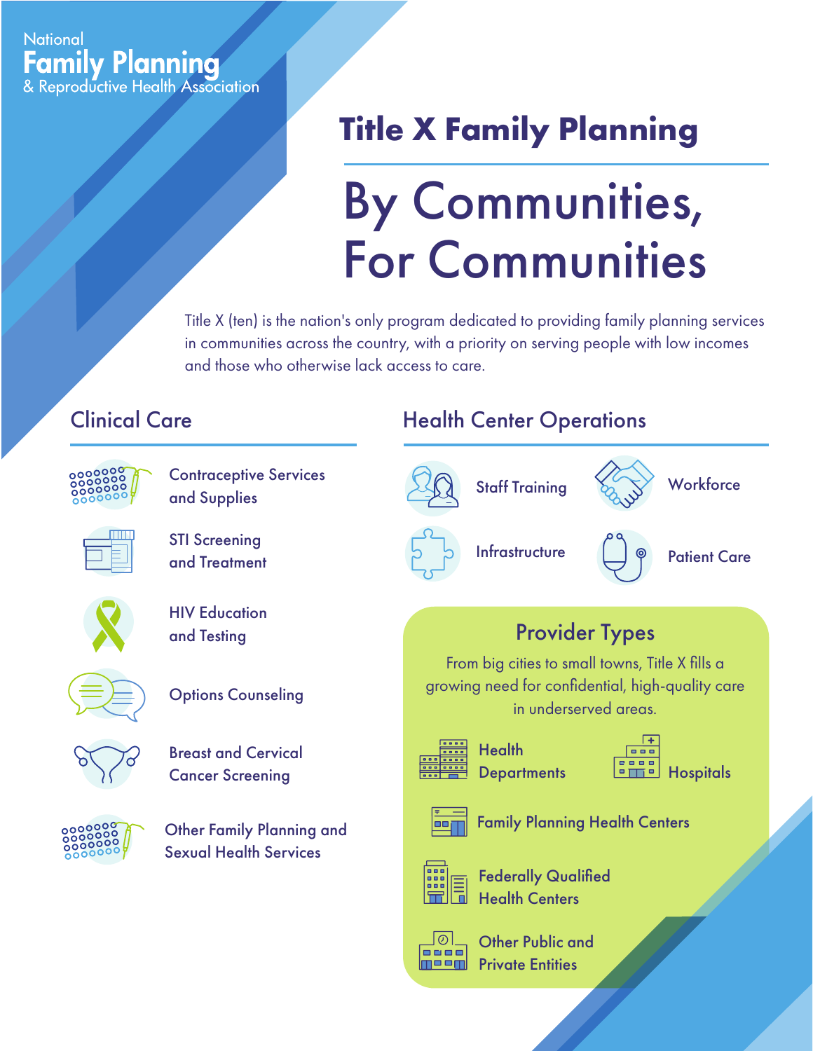National
**Family Planning**
& Reproductive Health Association

# Title X Family Planning

# By Communities, For Communities

Title X (ten) is the nation's only program dedicated to providing family planning services in communities across the country, with a priority on serving people with low incomes and those who otherwise lack access to care.

## Clinical Care

- Contraceptive Services and Supplies
- STI Screening and Treatment
- HIV Education and Testing
- Options Counseling
- Breast and Cervical Cancer Screening
- Other Family Planning and Sexual Health Services

## Health Center Operations

- Staff Training
- Workforce
- Infrastructure
- Patient Care

## Provider Types

From big cities to small towns, Title X fills a growing need for confidential, high-quality care in underserved areas.

- Health Departments
- Hospitals
- Family Planning Health Centers
- Federally Qualified Health Centers
- Other Public and Private Entities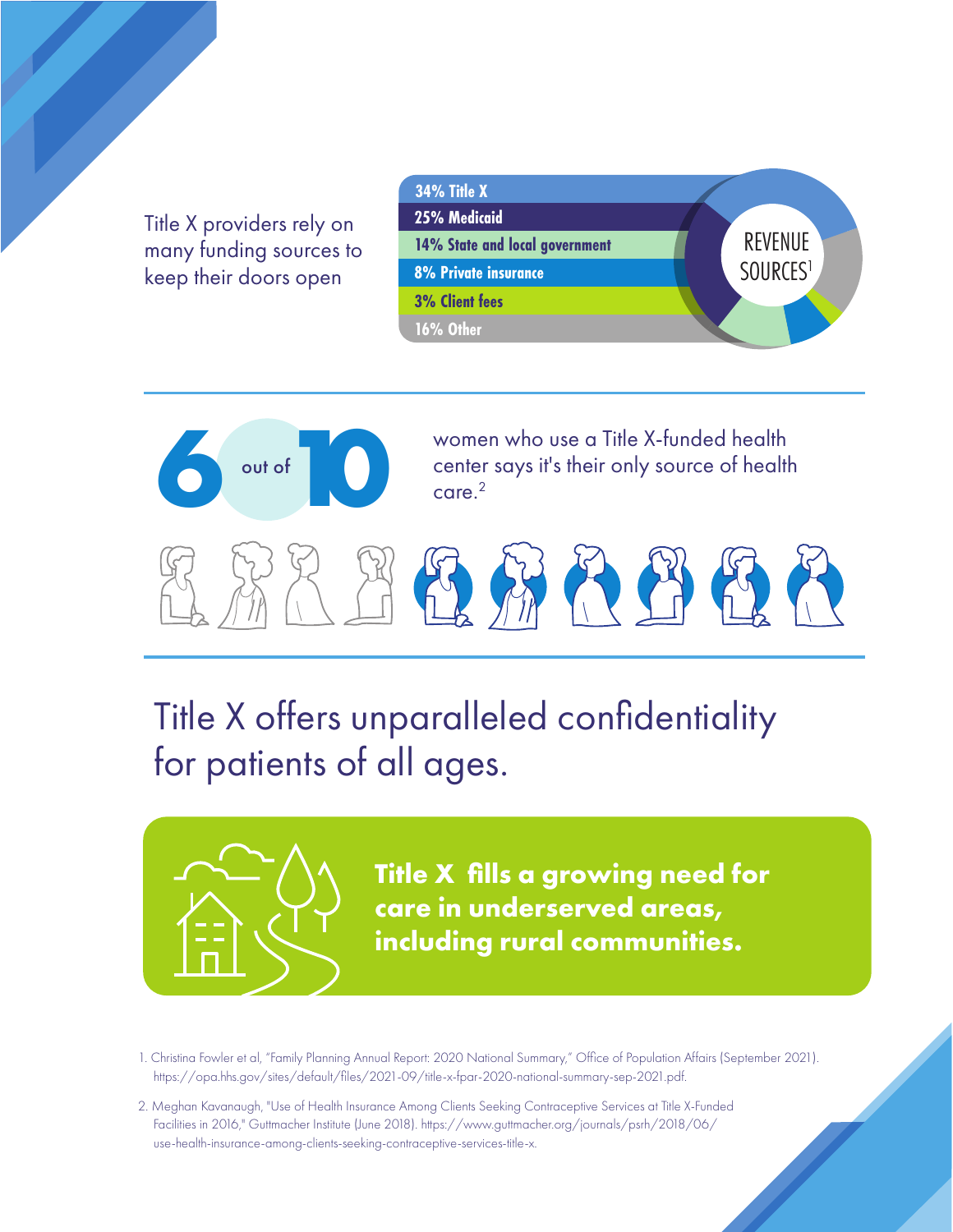Title X providers rely on many funding sources to keep their doors open

34% Title X
25% Medicaid
14% State and local government
8% Private insurance
3% Client fees
16% Other

REVENUE SOURCES[1]

**6 out of 10** women who use a Title X-funded health center says it's their only source of health care.[2]

## Title X offers unparalleled confidentiality for patients of all ages.

**Title X fills a growing need for care in underserved areas, including rural communities.**

1. Christina Fowler et al, "Family Planning Annual Report: 2020 National Summary," Office of Population Affairs (September 2021). https://opa.hhs.gov/sites/default/files/2021-09/title-x-fpar-2020-national-summary-sep-2021.pdf.
2. Meghan Kavanaugh, "Use of Health Insurance Among Clients Seeking Contraceptive Services at Title X-Funded Facilities in 2016," Guttmacher Institute (June 2018). https://www.guttmacher.org/journals/psrh/2018/06/use-health-insurance-among-clients-seeking-contraceptive-services-title-x.